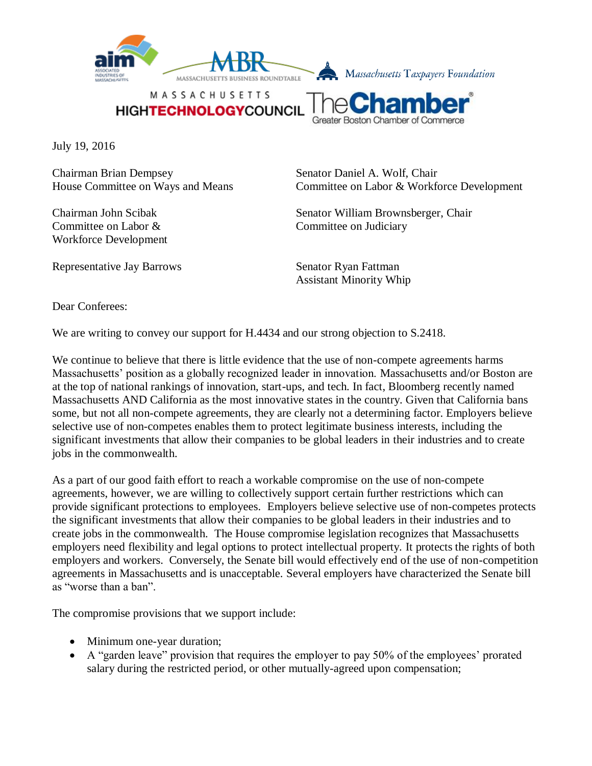July 19, 2016

Chairman Brian Dempsey
House Committee on Ways and Means

Chairman John Scibak
Committee on Labor & Workforce Development

Representative Jay Barrows

Senator Daniel A. Wolf, Chair
Committee on Labor & Workforce Development

Senator William Brownsberger, Chair
Committee on Judiciary

Senator Ryan Fattman
Assistant Minority Whip

Dear Conferees:

We are writing to convey our support for H.4434 and our strong objection to S.2418.

We continue to believe that there is little evidence that the use of non-compete agreements harms Massachusetts' position as a globally recognized leader in innovation. Massachusetts and/or Boston are at the top of national rankings of innovation, start-ups, and tech. In fact, Bloomberg recently named Massachusetts AND California as the most innovative states in the country. Given that California bans some, but not all non-compete agreements, they are clearly not a determining factor. Employers believe selective use of non-competes enables them to protect legitimate business interests, including the significant investments that allow their companies to be global leaders in their industries and to create jobs in the commonwealth.

As a part of our good faith effort to reach a workable compromise on the use of non-compete agreements, however, we are willing to collectively support certain further restrictions which can provide significant protections to employees. Employers believe selective use of non-competes protects the significant investments that allow their companies to be global leaders in their industries and to create jobs in the commonwealth. The House compromise legislation recognizes that Massachusetts employers need flexibility and legal options to protect intellectual property. It protects the rights of both employers and workers. Conversely, the Senate bill would effectively end of the use of non-competition agreements in Massachusetts and is unacceptable. Several employers have characterized the Senate bill as "worse than a ban".

The compromise provisions that we support include:

- Minimum one-year duration;
- A "garden leave" provision that requires the employer to pay 50% of the employees' prorated salary during the restricted period, or other mutually-agreed upon compensation;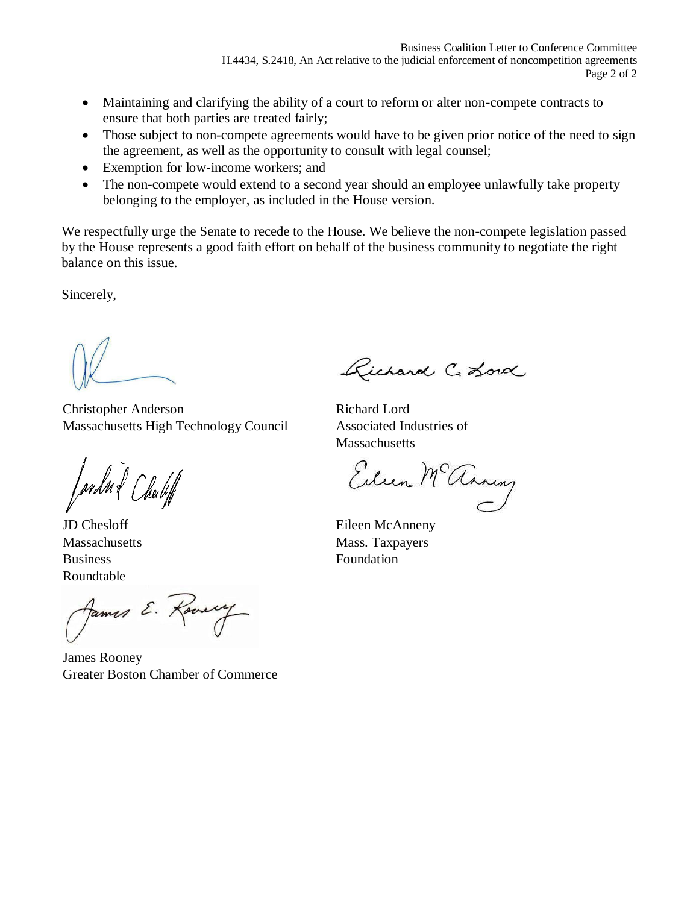- Maintaining and clarifying the ability of a court to reform or alter non-compete contracts to ensure that both parties are treated fairly;
- Those subject to non-compete agreements would have to be given prior notice of the need to sign the agreement, as well as the opportunity to consult with legal counsel;
- Exemption for low-income workers; and
- The non-compete would extend to a second year should an employee unlawfully take property belonging to the employer, as included in the House version.

We respectfully urge the Senate to recede to the House. We believe the non-compete legislation passed by the House represents a good faith effort on behalf of the business community to negotiate the right balance on this issue.

Sincerely,

Christopher Anderson
Massachusetts High Technology Council

Richard Lord
Associated Industries of Massachusetts

JD Chesloff
Massachusetts Business Roundtable

Eileen McAnneny
Mass. Taxpayers Foundation

James Rooney
Greater Boston Chamber of Commerce